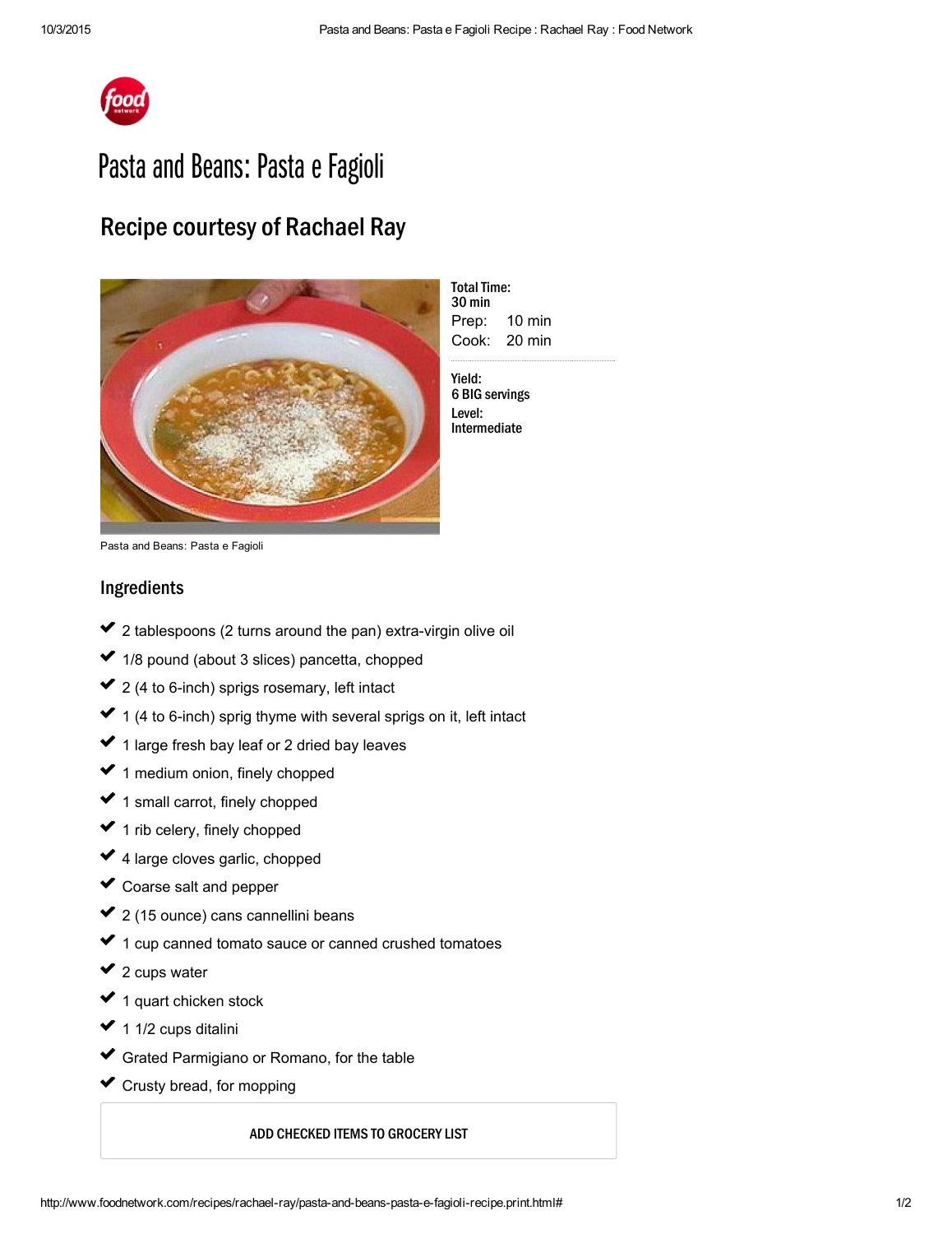# Pasta and Beans: Pasta e Fagioli

## Recipe courtesy of Rachael Ray

Pasta and Beans: Pasta e Fagioli

**Total Time:**
30 min
Prep: 10 min
Cook: 20 min

**Yield:**
6 BIG servings
**Level:**
Intermediate

## Ingredients

- 2 tablespoons (2 turns around the pan) extra-virgin olive oil
- 1/8 pound (about 3 slices) pancetta, chopped
- 2 (4 to 6-inch) sprigs rosemary, left intact
- 1 (4 to 6-inch) sprig thyme with several sprigs on it, left intact
- 1 large fresh bay leaf or 2 dried bay leaves
- 1 medium onion, finely chopped
- 1 small carrot, finely chopped
- 1 rib celery, finely chopped
- 4 large cloves garlic, chopped
- Coarse salt and pepper
- 2 (15 ounce) cans cannellini beans
- 1 cup canned tomato sauce or canned crushed tomatoes
- 2 cups water
- 1 quart chicken stock
- 1 1/2 cups ditalini
- Grated Parmigiano or Romano, for the table
- Crusty bread, for mopping

ADD CHECKED ITEMS TO GROCERY LIST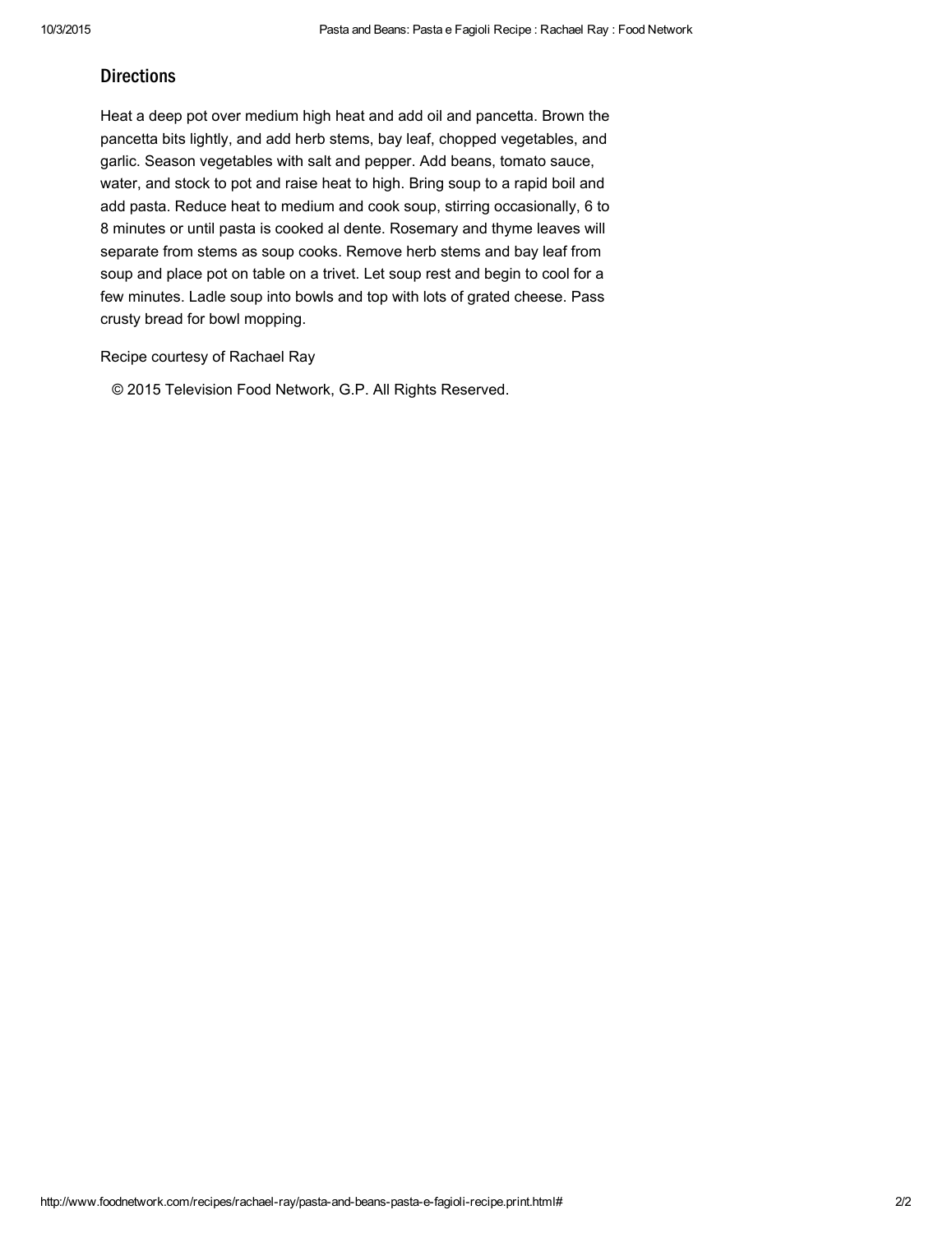## Directions

Heat a deep pot over medium high heat and add oil and pancetta. Brown the pancetta bits lightly, and add herb stems, bay leaf, chopped vegetables, and garlic. Season vegetables with salt and pepper. Add beans, tomato sauce, water, and stock to pot and raise heat to high. Bring soup to a rapid boil and add pasta. Reduce heat to medium and cook soup, stirring occasionally, 6 to 8 minutes or until pasta is cooked al dente. Rosemary and thyme leaves will separate from stems as soup cooks. Remove herb stems and bay leaf from soup and place pot on table on a trivet. Let soup rest and begin to cool for a few minutes. Ladle soup into bowls and top with lots of grated cheese. Pass crusty bread for bowl mopping.

Recipe courtesy of Rachael Ray

© 2015 Television Food Network, G.P. All Rights Reserved.